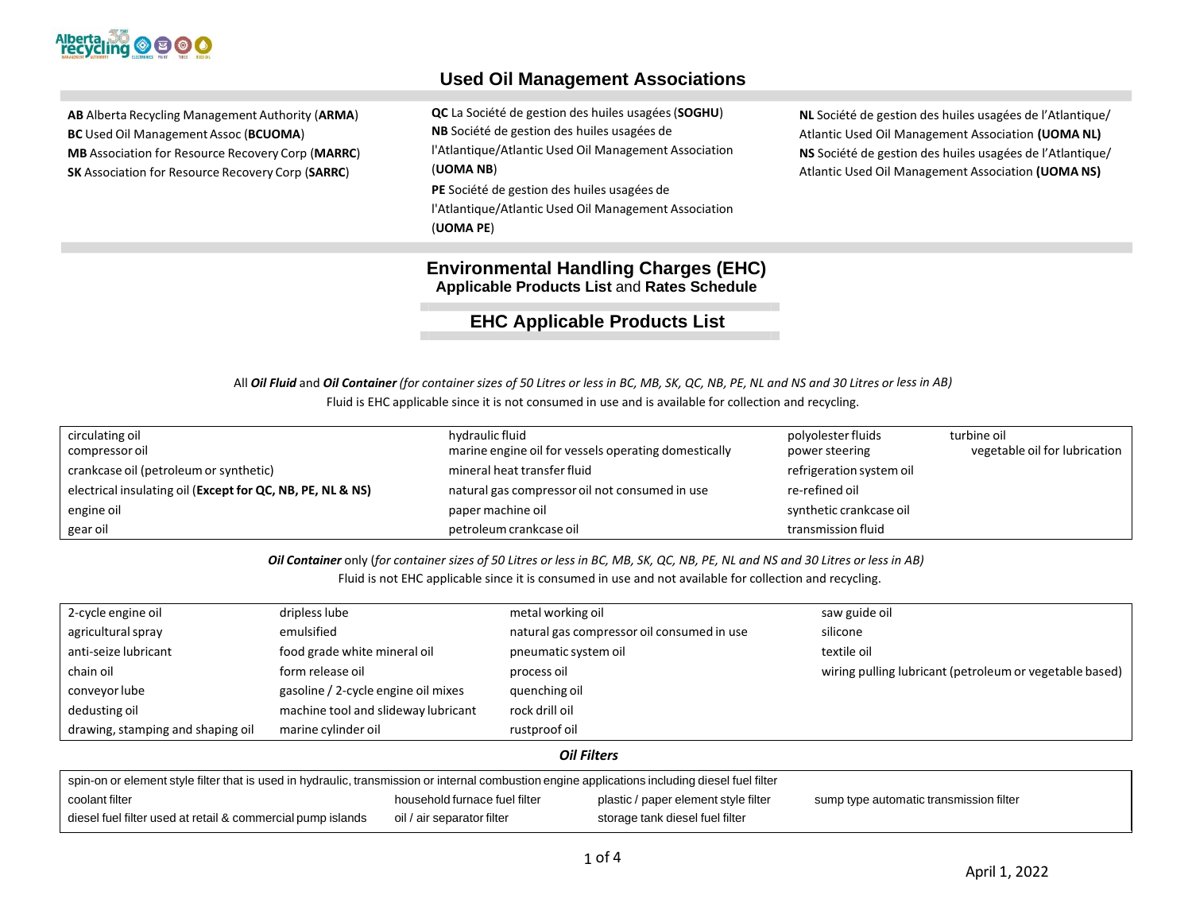## Used Oil Management Associations

**AB** Alberta Recycling Management Authority (**ARMA**)
**BC** Used Oil Management Assoc (**BCUOMA**)
**MB** Association for Resource Recovery Corp (**MARRC**)
**SK** Association for Resource Recovery Corp (**SARRC**)

**QC** La Société de gestion des huiles usagées (**SOGHU**)
**NB** Société de gestion des huiles usagées de l'Atlantique/Atlantic Used Oil Management Association (**UOMA NB**)
**PE** Société de gestion des huiles usagées de l'Atlantique/Atlantic Used Oil Management Association (**UOMA PE**)

**NL** Société de gestion des huiles usagées de l'Atlantique/ Atlantic Used Oil Management Association **(UOMA NL)**
**NS** Société de gestion des huiles usagées de l'Atlantique/ Atlantic Used Oil Management Association **(UOMA NS)**

# Environmental Handling Charges (EHC)

### Applicable Products List and Rates Schedule

## EHC Applicable Products List

All ***Oil Fluid*** and ***Oil Container*** *(for container sizes of 50 Litres or less in BC, MB, SK, QC, NB, PE, NL and NS and 30 Litres or less in AB)*
Fluid is EHC applicable since it is not consumed in use and is available for collection and recycling.

| | | | |
|---|---|---|---|
| circulating oil<br>compressor oil | hydraulic fluid<br>marine engine oil for vessels operating domestically | polyolester fluids<br>power steering | turbine oil<br>vegetable oil for lubrication |
| crankcase oil (petroleum or synthetic) | mineral heat transfer fluid | refrigeration system oil | |
| electrical insulating oil (**Except for QC, NB, PE, NL & NS)** | natural gas compressor oil not consumed in use | re-refined oil | |
| engine oil | paper machine oil | synthetic crankcase oil | |
| gear oil | petroleum crankcase oil | transmission fluid | |

***Oil Container*** only (*for container sizes of 50 Litres or less in BC, MB, SK, QC, NB, PE, NL and NS and 30 Litres or less in AB)*
Fluid is not EHC applicable since it is consumed in use and not available for collection and recycling.

| | | | |
|---|---|---|---|
| 2-cycle engine oil | dripless lube | metal working oil | saw guide oil |
| agricultural spray | emulsified | natural gas compressor oil consumed in use | silicone |
| anti-seize lubricant | food grade white mineral oil | pneumatic system oil | textile oil |
| chain oil | form release oil | process oil | wiring pulling lubricant (petroleum or vegetable based) |
| conveyor lube | gasoline / 2-cycle engine oil mixes | quenching oil | |
| dedusting oil | machine tool and slideway lubricant | rock drill oil | |
| drawing, stamping and shaping oil | marine cylinder oil | rustproof oil | |

***Oil Filters***

| | | | |
|---|---|---|---|
| spin-on or element style filter that is used in hydraulic, transmission or internal combustion engine applications including diesel fuel filter | | | |
| coolant filter | household furnace fuel filter | plastic / paper element style filter | sump type automatic transmission filter |
| diesel fuel filter used at retail & commercial pump islands | oil / air separator filter | storage tank diesel fuel filter | |

April 1, 2022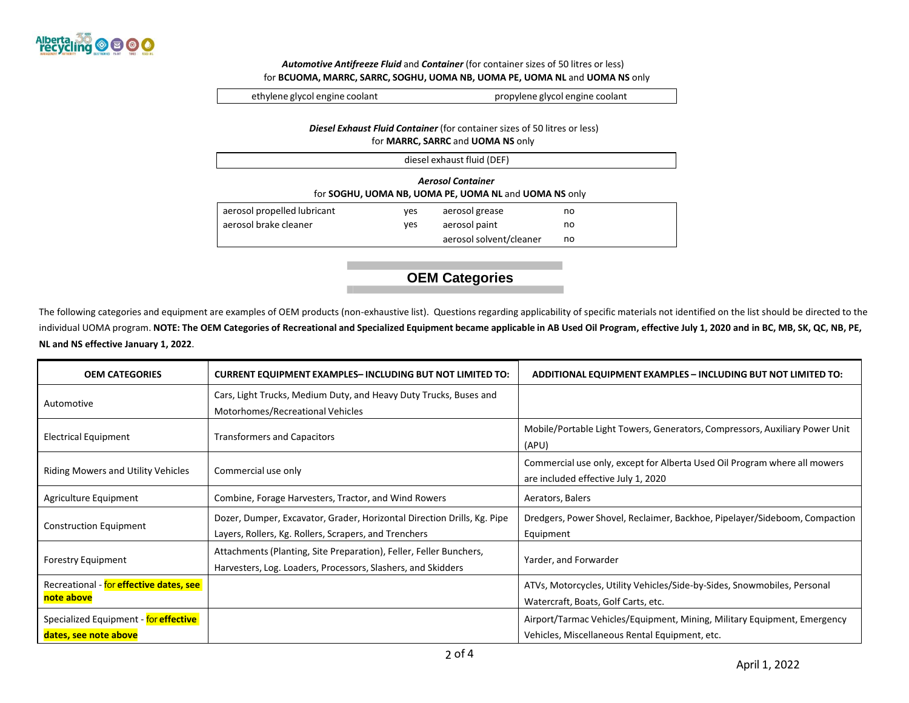***Automotive Antifreeze Fluid*** and ***Container*** (for container sizes of 50 litres or less)
for **BCUOMA, MARRC, SARRC, SOGHU, UOMA NB, UOMA PE, UOMA NL** and **UOMA NS** only

| ethylene glycol engine coolant | propylene glycol engine coolant |
|---|---|

***Diesel Exhaust Fluid Container*** (for container sizes of 50 litres or less)
for **MARRC, SARRC** and **UOMA NS** only

| diesel exhaust fluid (DEF) |
|---|

***Aerosol Container***
for **SOGHU, UOMA NB, UOMA PE, UOMA NL** and **UOMA NS** only

| | | | |
|---|---|---|---|
| aerosol propelled lubricant | yes | aerosol grease | no |
| aerosol brake cleaner | yes | aerosol paint | no |
| | | aerosol solvent/cleaner | no |

## OEM Categories

The following categories and equipment are examples of OEM products (non-exhaustive list). Questions regarding applicability of specific materials not identified on the list should be directed to the individual UOMA program. **NOTE: The OEM Categories of Recreational and Specialized Equipment became applicable in AB Used Oil Program, effective July 1, 2020 and in BC, MB, SK, QC, NB, PE, NL and NS effective January 1, 2022**.

| OEM CATEGORIES | CURRENT EQUIPMENT EXAMPLES– INCLUDING BUT NOT LIMITED TO: | ADDITIONAL EQUIPMENT EXAMPLES – INCLUDING BUT NOT LIMITED TO: |
|---|---|---|
| Automotive | Cars, Light Trucks, Medium Duty, and Heavy Duty Trucks, Buses and Motorhomes/Recreational Vehicles | |
| Electrical Equipment | Transformers and Capacitors | Mobile/Portable Light Towers, Generators, Compressors, Auxiliary Power Unit (APU) |
| Riding Mowers and Utility Vehicles | Commercial use only | Commercial use only, except for Alberta Used Oil Program where all mowers are included effective July 1, 2020 |
| Agriculture Equipment | Combine, Forage Harvesters, Tractor, and Wind Rowers | Aerators, Balers |
| Construction Equipment | Dozer, Dumper, Excavator, Grader, Horizontal Direction Drills, Kg. Pipe Layers, Rollers, Kg. Rollers, Scrapers, and Trenchers | Dredgers, Power Shovel, Reclaimer, Backhoe, Pipelayer/Sideboom, Compaction Equipment |
| Forestry Equipment | Attachments (Planting, Site Preparation), Feller, Feller Bunchers, Harvesters, Log. Loaders, Processors, Slashers, and Skidders | Yarder, and Forwarder |
| Recreational - for **effective dates, see note above** | | ATVs, Motorcycles, Utility Vehicles/Side-by-Sides, Snowmobiles, Personal Watercraft, Boats, Golf Carts, etc. |
| Specialized Equipment - for **effective dates, see note above** | | Airport/Tarmac Vehicles/Equipment, Mining, Military Equipment, Emergency Vehicles, Miscellaneous Rental Equipment, etc. |

April 1, 2022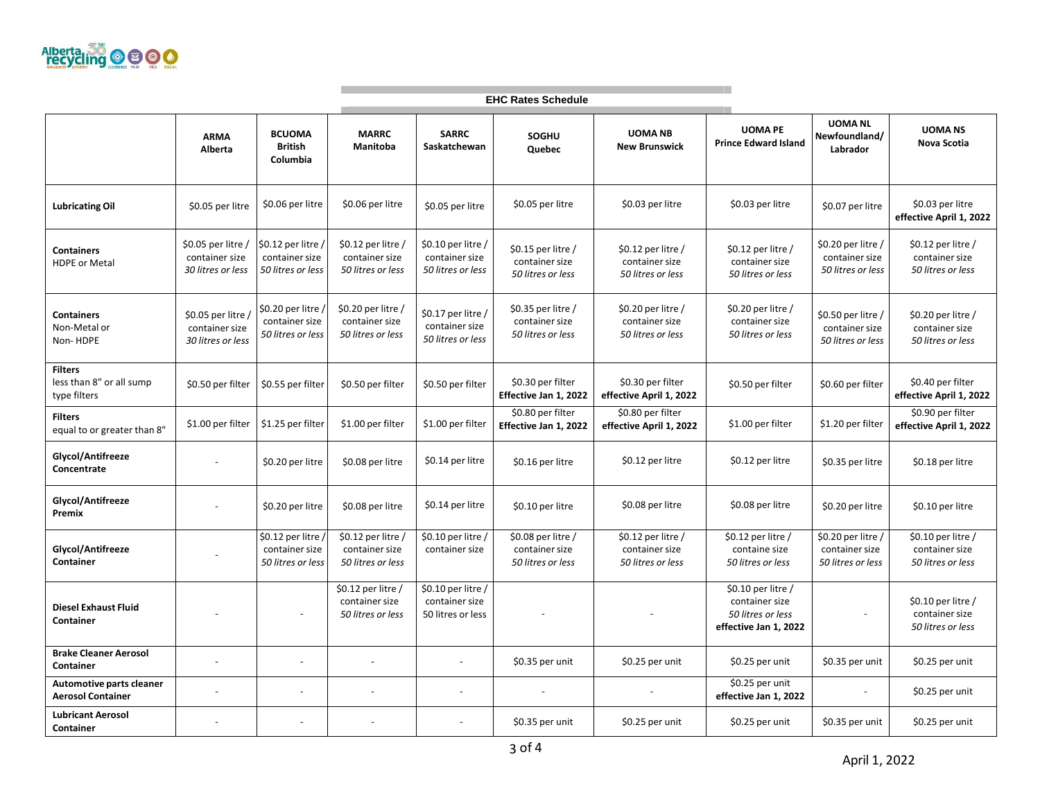## EHC Rates Schedule

| | ARMA Alberta | BCUOMA British Columbia | MARRC Manitoba | SARRC Saskatchewan | SOGHU Quebec | UOMA NB New Brunswick | UOMA PE Prince Edward Island | UOMA NL Newfoundland/ Labrador | UOMA NS Nova Scotia |
|---|---|---|---|---|---|---|---|---|---|
| **Lubricating Oil** | $0.05 per litre | $0.06 per litre | $0.06 per litre | $0.05 per litre | $0.05 per litre | $0.03 per litre | $0.03 per litre | $0.07 per litre | $0.03 per litre **effective April 1, 2022** |
| **Containers** HDPE or Metal | $0.05 per litre / container size *30 litres or less* | $0.12 per litre / container size *50 litres or less* | $0.12 per litre / container size *50 litres or less* | $0.10 per litre / container size *50 litres or less* | $0.15 per litre / container size *50 litres or less* | $0.12 per litre / container size *50 litres or less* | $0.12 per litre / container size *50 litres or less* | $0.20 per litre / container size *50 litres or less* | $0.12 per litre / container size *50 litres or less* |
| **Containers** Non-Metal or Non- HDPE | $0.05 per litre / container size *30 litres or less* | $0.20 per litre / container size *50 litres or less* | $0.20 per litre / container size *50 litres or less* | $0.17 per litre / container size *50 litres or less* | $0.35 per litre / container size *50 litres or less* | $0.20 per litre / container size *50 litres or less* | $0.20 per litre / container size *50 litres or less* | $0.50 per litre / container size *50 litres or less* | $0.20 per litre / container size *50 litres or less* |
| **Filters** less than 8" or all sump type filters | $0.50 per filter | $0.55 per filter | $0.50 per filter | $0.50 per filter | $0.30 per filter **Effective Jan 1, 2022** | $0.30 per filter **effective April 1, 2022** | $0.50 per filter | $0.60 per filter | $0.40 per filter **effective April 1, 2022** |
| **Filters** equal to or greater than 8" | $1.00 per filter | $1.25 per filter | $1.00 per filter | $1.00 per filter | $0.80 per filter **Effective Jan 1, 2022** | $0.80 per filter **effective April 1, 2022** | $1.00 per filter | $1.20 per filter | $0.90 per filter **effective April 1, 2022** |
| **Glycol/Antifreeze Concentrate** | - | $0.20 per litre | $0.08 per litre | $0.14 per litre | $0.16 per litre | $0.12 per litre | $0.12 per litre | $0.35 per litre | $0.18 per litre |
| **Glycol/Antifreeze Premix** | - | $0.20 per litre | $0.08 per litre | $0.14 per litre | $0.10 per litre | $0.08 per litre | $0.08 per litre | $0.20 per litre | $0.10 per litre |
| **Glycol/Antifreeze Container** | - | $0.12 per litre / container size *50 litres or less* | $0.12 per litre / container size *50 litres or less* | $0.10 per litre / container size | $0.08 per litre / container size *50 litres or less* | $0.12 per litre / container size *50 litres or less* | $0.12 per litre / containe size *50 litres or less* | $0.20 per litre / container size *50 litres or less* | $0.10 per litre / container size *50 litres or less* |
| **Diesel Exhaust Fluid Container** | - | - | $0.12 per litre / container size *50 litres or less* | $0.10 per litre / container size 50 litres or less | - | - | $0.10 per litre / container size *50 litres or less* **effective Jan 1, 2022** | - | $0.10 per litre / container size *50 litres or less* |
| **Brake Cleaner Aerosol Container** | - | - | - | - | $0.35 per unit | $0.25 per unit | $0.25 per unit | $0.35 per unit | $0.25 per unit |
| **Automotive parts cleaner Aerosol Container** | - | - | - | - | - | - | $0.25 per unit **effective Jan 1, 2022** | - | $0.25 per unit |
| **Lubricant Aerosol Container** | - | - | - | - | $0.35 per unit | $0.25 per unit | $0.25 per unit | $0.35 per unit | $0.25 per unit |

April 1, 2022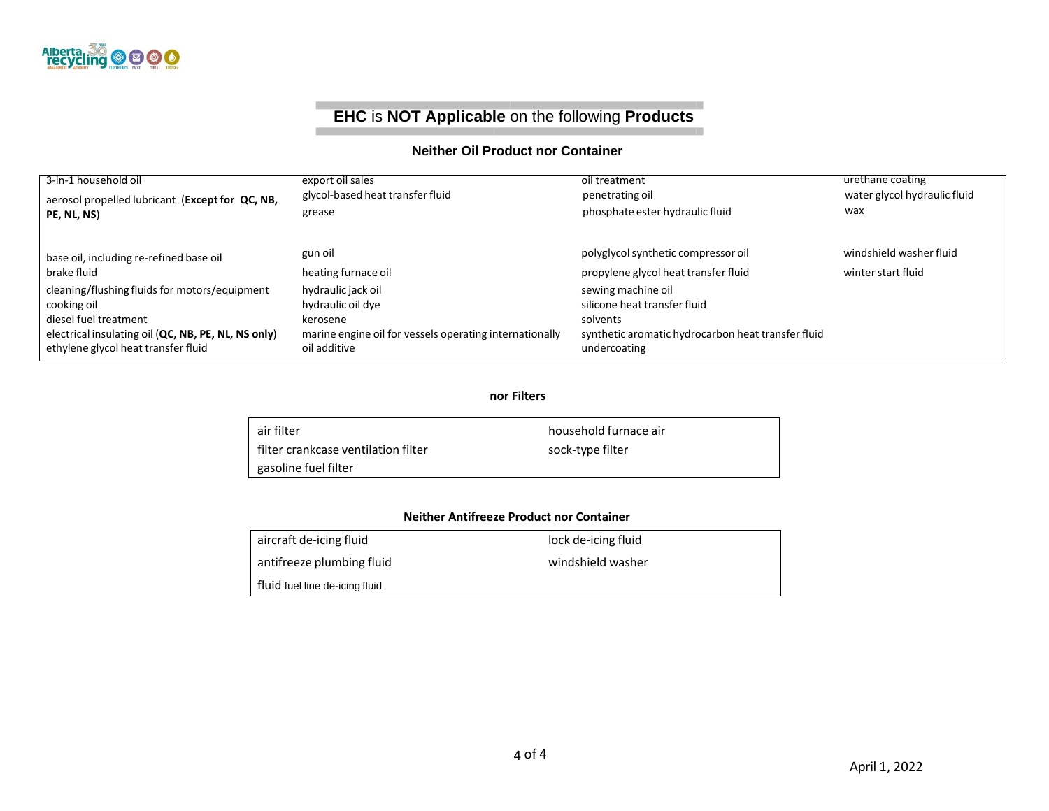## **EHC** is **NOT Applicable** on the following **Products**

### Neither Oil Product nor Container

| | | | |
|---|---|---|---|
| 3-in-1 household oil | export oil sales | oil treatment | urethane coating |
| aerosol propelled lubricant (**Except for QC, NB, PE, NL, NS**) | glycol-based heat transfer fluid | penetrating oil | water glycol hydraulic fluid |
| | grease | phosphate ester hydraulic fluid | wax |
| base oil, including re-refined base oil | gun oil | polyglycol synthetic compressor oil | windshield washer fluid |
| brake fluid | heating furnace oil | propylene glycol heat transfer fluid | winter start fluid |
| cleaning/flushing fluids for motors/equipment | hydraulic jack oil | sewing machine oil | |
| cooking oil | hydraulic oil dye | silicone heat transfer fluid | |
| diesel fuel treatment | kerosene | solvents | |
| electrical insulating oil (**QC, NB, PE, NL, NS only**) | marine engine oil for vessels operating internationally | synthetic aromatic hydrocarbon heat transfer fluid | |
| ethylene glycol heat transfer fluid | oil additive | undercoating | |

### nor Filters

| | |
|---|---|
| air filter | household furnace air |
| filter crankcase ventilation filter | sock-type filter |
| gasoline fuel filter | |

### Neither Antifreeze Product nor Container

| | |
|---|---|
| aircraft de-icing fluid | lock de-icing fluid |
| antifreeze plumbing fluid | windshield washer |
| fluid fuel line de-icing fluid | |

April 1, 2022